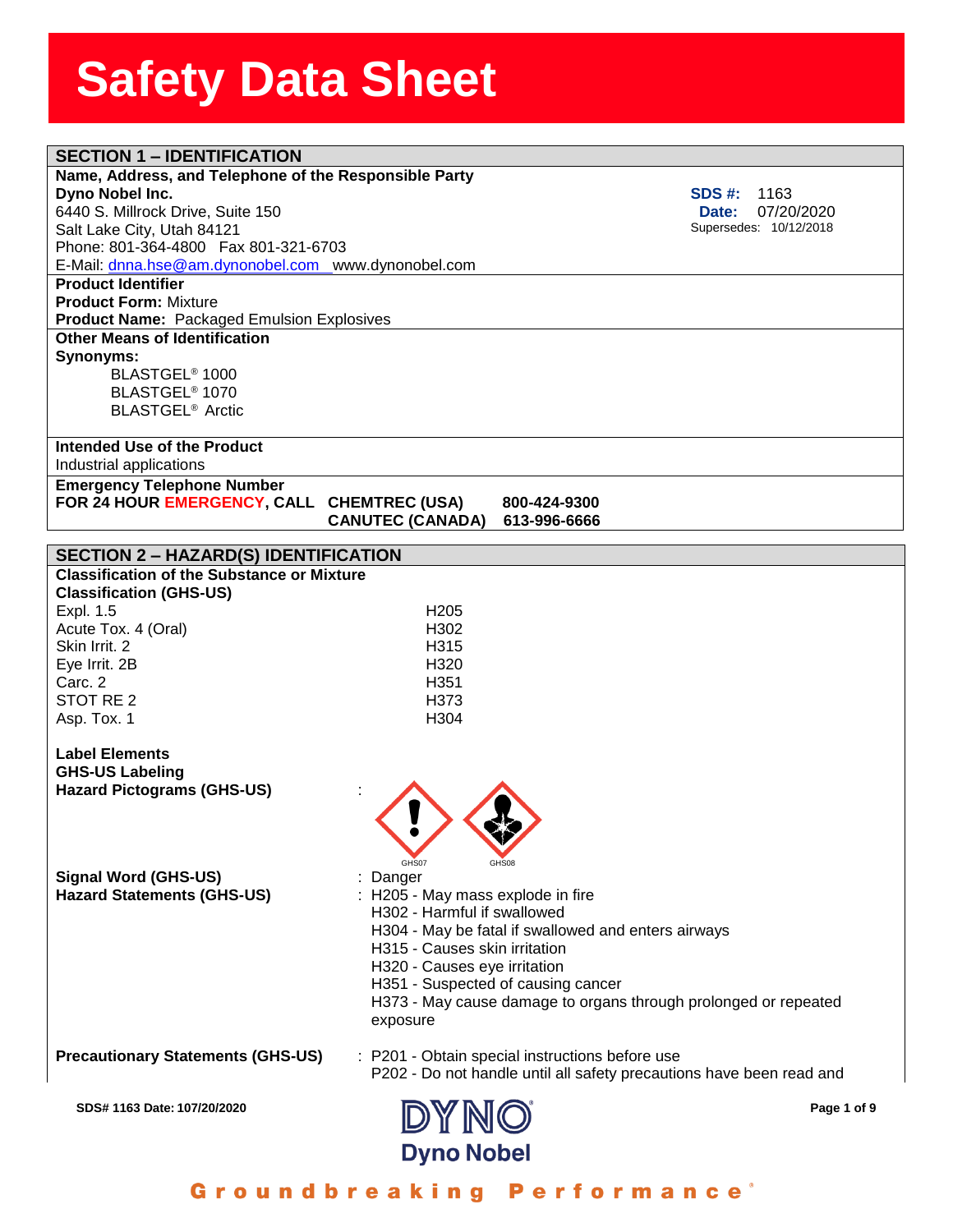# Safety Data Sheet

## SECTION 1 – IDENTIFICATION

**Name, Address, and Telephone of the Responsible Party**

**Dyno Nobel Inc.**
6440 S. Millrock Drive, Suite 150
Salt Lake City, Utah 84121
Phone: 801-364-4800 Fax 801-321-6703
E-Mail: dnna.hse@am.dynonobel.com www.dynonobel.com

**SDS #:** 1163
**Date:** 07/20/2020
Supersedes: 10/12/2018

**Product Identifier**
**Product Form:** Mixture
**Product Name:** Packaged Emulsion Explosives

**Other Means of Identification**
**Synonyms:**
- BLASTGEL® 1000
- BLASTGEL® 1070
- BLASTGEL® Arctic

**Intended Use of the Product**
Industrial applications

**Emergency Telephone Number**

| **FOR 24 HOUR EMERGENCY, CALL** | **CHEMTREC (USA)** | **800-424-9300** |
|---|---|---|
| | **CANUTEC (CANADA)** | **613-996-6666** |

## SECTION 2 – HAZARD(S) IDENTIFICATION

**Classification of the Substance or Mixture**
**Classification (GHS-US)**

| | |
|---|---|
| Expl. 1.5 | H205 |
| Acute Tox. 4 (Oral) | H302 |
| Skin Irrit. 2 | H315 |
| Eye Irrit. 2B | H320 |
| Carc. 2 | H351 |
| STOT RE 2 | H373 |
| Asp. Tox. 1 | H304 |

**Label Elements**
**GHS-US Labeling**

**Hazard Pictograms (GHS-US)** : GHS07 GHS08

**Signal Word (GHS-US)** : Danger

**Hazard Statements (GHS-US)** :
- H205 - May mass explode in fire
- H302 - Harmful if swallowed
- H304 - May be fatal if swallowed and enters airways
- H315 - Causes skin irritation
- H320 - Causes eye irritation
- H351 - Suspected of causing cancer
- H373 - May cause damage to organs through prolonged or repeated exposure

**Precautionary Statements (GHS-US)** :
- P201 - Obtain special instructions before use
- P202 - Do not handle until all safety precautions have been read and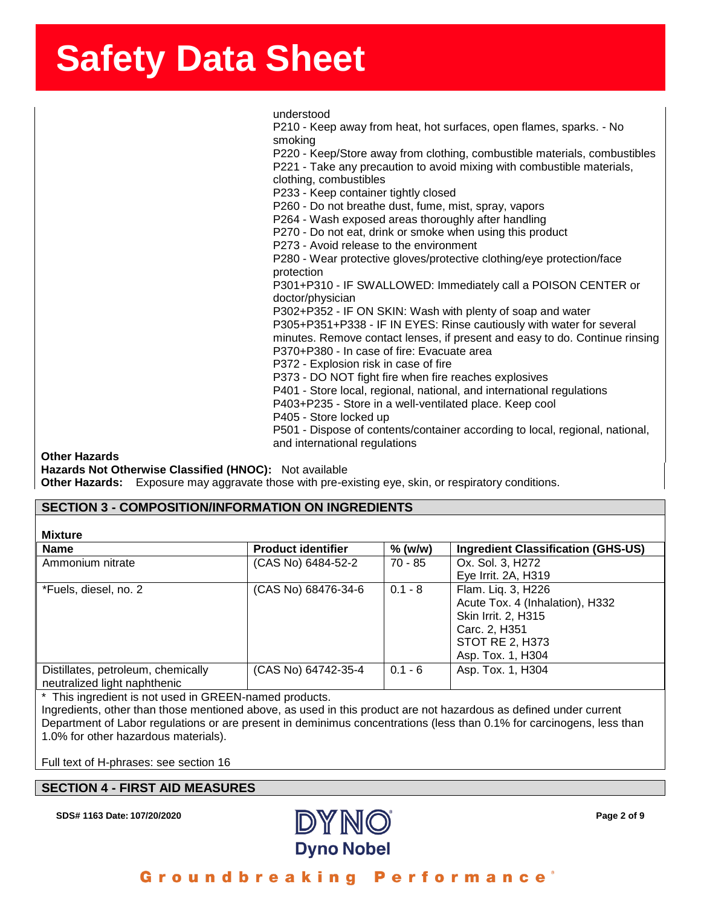understood
P210 - Keep away from heat, hot surfaces, open flames, sparks. - No smoking
P220 - Keep/Store away from clothing, combustible materials, combustibles
P221 - Take any precaution to avoid mixing with combustible materials, clothing, combustibles
P233 - Keep container tightly closed
P260 - Do not breathe dust, fume, mist, spray, vapors
P264 - Wash exposed areas thoroughly after handling
P270 - Do not eat, drink or smoke when using this product
P273 - Avoid release to the environment
P280 - Wear protective gloves/protective clothing/eye protection/face protection
P301+P310 - IF SWALLOWED: Immediately call a POISON CENTER or doctor/physician
P302+P352 - IF ON SKIN: Wash with plenty of soap and water
P305+P351+P338 - IF IN EYES: Rinse cautiously with water for several minutes. Remove contact lenses, if present and easy to do. Continue rinsing
P370+P380 - In case of fire: Evacuate area
P372 - Explosion risk in case of fire
P373 - DO NOT fight fire when fire reaches explosives
P401 - Store local, regional, national, and international regulations
P403+P235 - Store in a well-ventilated place. Keep cool
P405 - Store locked up
P501 - Dispose of contents/container according to local, regional, national, and international regulations

**Other Hazards**

**Hazards Not Otherwise Classified (HNOC):** Not available

**Other Hazards:** Exposure may aggravate those with pre-existing eye, skin, or respiratory conditions.

## SECTION 3 - COMPOSITION/INFORMATION ON INGREDIENTS

**Mixture**

| Name | Product identifier | % (w/w) | Ingredient Classification (GHS-US) |
|---|---|---|---|
| Ammonium nitrate | (CAS No) 6484-52-2 | 70 - 85 | Ox. Sol. 3, H272<br>Eye Irrit. 2A, H319 |
| *Fuels, diesel, no. 2 | (CAS No) 68476-34-6 | 0.1 - 8 | Flam. Liq. 3, H226<br>Acute Tox. 4 (Inhalation), H332<br>Skin Irrit. 2, H315<br>Carc. 2, H351<br>STOT RE 2, H373<br>Asp. Tox. 1, H304 |
| Distillates, petroleum, chemically neutralized light naphthenic | (CAS No) 64742-35-4 | 0.1 - 6 | Asp. Tox. 1, H304 |

* This ingredient is not used in GREEN-named products.

Ingredients, other than those mentioned above, as used in this product are not hazardous as defined under current Department of Labor regulations or are present in deminimus concentrations (less than 0.1% for carcinogens, less than 1.0% for other hazardous materials).

Full text of H-phrases: see section 16

## SECTION 4 - FIRST AID MEASURES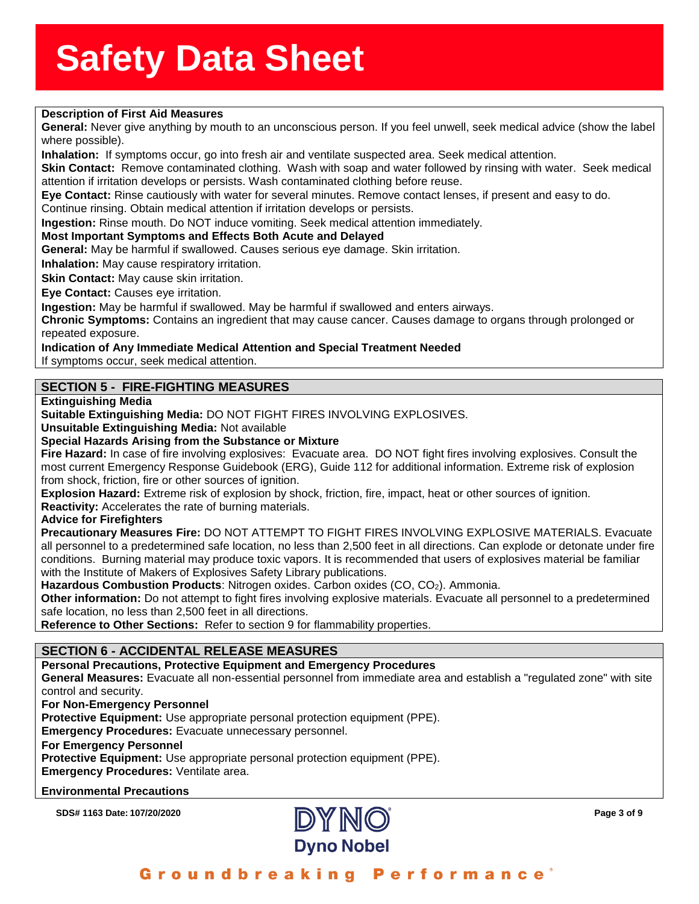**Description of First Aid Measures**

**General:** Never give anything by mouth to an unconscious person. If you feel unwell, seek medical advice (show the label where possible).

**Inhalation:** If symptoms occur, go into fresh air and ventilate suspected area. Seek medical attention.

**Skin Contact:** Remove contaminated clothing. Wash with soap and water followed by rinsing with water. Seek medical attention if irritation develops or persists. Wash contaminated clothing before reuse.

**Eye Contact:** Rinse cautiously with water for several minutes. Remove contact lenses, if present and easy to do. Continue rinsing. Obtain medical attention if irritation develops or persists.

**Ingestion:** Rinse mouth. Do NOT induce vomiting. Seek medical attention immediately.

**Most Important Symptoms and Effects Both Acute and Delayed**

**General:** May be harmful if swallowed. Causes serious eye damage. Skin irritation.

**Inhalation:** May cause respiratory irritation.

**Skin Contact:** May cause skin irritation.

**Eye Contact:** Causes eye irritation.

**Ingestion:** May be harmful if swallowed. May be harmful if swallowed and enters airways.

**Chronic Symptoms:** Contains an ingredient that may cause cancer. Causes damage to organs through prolonged or repeated exposure.

**Indication of Any Immediate Medical Attention and Special Treatment Needed**

If symptoms occur, seek medical attention.

## SECTION 5 - FIRE-FIGHTING MEASURES

**Extinguishing Media**

**Suitable Extinguishing Media:** DO NOT FIGHT FIRES INVOLVING EXPLOSIVES.

**Unsuitable Extinguishing Media:** Not available

**Special Hazards Arising from the Substance or Mixture**

**Fire Hazard:** In case of fire involving explosives: Evacuate area. DO NOT fight fires involving explosives. Consult the most current Emergency Response Guidebook (ERG), Guide 112 for additional information. Extreme risk of explosion from shock, friction, fire or other sources of ignition.

**Explosion Hazard:** Extreme risk of explosion by shock, friction, fire, impact, heat or other sources of ignition.

**Reactivity:** Accelerates the rate of burning materials.

**Advice for Firefighters**

**Precautionary Measures Fire:** DO NOT ATTEMPT TO FIGHT FIRES INVOLVING EXPLOSIVE MATERIALS. Evacuate all personnel to a predetermined safe location, no less than 2,500 feet in all directions. Can explode or detonate under fire conditions. Burning material may produce toxic vapors. It is recommended that users of explosives material be familiar with the Institute of Makers of Explosives Safety Library publications.

**Hazardous Combustion Products**: Nitrogen oxides. Carbon oxides ($CO$, $CO_2$). Ammonia.

**Other information:** Do not attempt to fight fires involving explosive materials. Evacuate all personnel to a predetermined safe location, no less than 2,500 feet in all directions.

**Reference to Other Sections:** Refer to section 9 for flammability properties.

## SECTION 6 - ACCIDENTAL RELEASE MEASURES

**Personal Precautions, Protective Equipment and Emergency Procedures**

**General Measures:** Evacuate all non-essential personnel from immediate area and establish a "regulated zone" with site control and security.

**For Non-Emergency Personnel**

**Protective Equipment:** Use appropriate personal protection equipment (PPE).

**Emergency Procedures:** Evacuate unnecessary personnel.

**For Emergency Personnel**

**Protective Equipment:** Use appropriate personal protection equipment (PPE).

**Emergency Procedures:** Ventilate area.

**Environmental Precautions**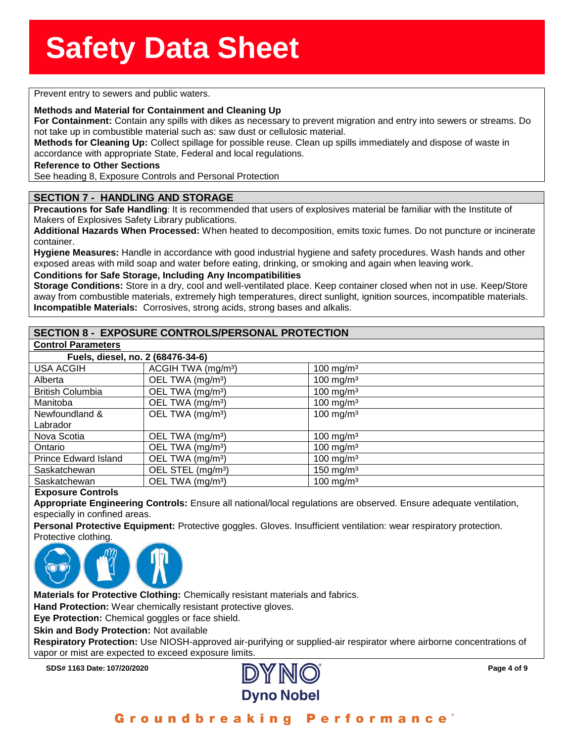Prevent entry to sewers and public waters.

**Methods and Material for Containment and Cleaning Up**

**For Containment:** Contain any spills with dikes as necessary to prevent migration and entry into sewers or streams. Do not take up in combustible material such as: saw dust or cellulosic material.

**Methods for Cleaning Up:** Collect spillage for possible reuse. Clean up spills immediately and dispose of waste in accordance with appropriate State, Federal and local regulations.

**Reference to Other Sections**

See heading 8, Exposure Controls and Personal Protection

## SECTION 7 - HANDLING AND STORAGE

**Precautions for Safe Handling**: It is recommended that users of explosives material be familiar with the Institute of Makers of Explosives Safety Library publications.

**Additional Hazards When Processed:** When heated to decomposition, emits toxic fumes. Do not puncture or incinerate container.

**Hygiene Measures:** Handle in accordance with good industrial hygiene and safety procedures. Wash hands and other exposed areas with mild soap and water before eating, drinking, or smoking and again when leaving work.

**Conditions for Safe Storage, Including Any Incompatibilities**

**Storage Conditions:** Store in a dry, cool and well-ventilated place. Keep container closed when not in use. Keep/Store away from combustible materials, extremely high temperatures, direct sunlight, ignition sources, incompatible materials.

**Incompatible Materials:** Corrosives, strong acids, strong bases and alkalis.

## SECTION 8 - EXPOSURE CONTROLS/PERSONAL PROTECTION

**Control Parameters**

| Fuels, diesel, no. 2 (68476-34-6) | | |
|---|---|---|
| USA ACGIH | ACGIH TWA (mg/m³) | 100 mg/m³ |
| Alberta | OEL TWA (mg/m³) | 100 mg/m³ |
| British Columbia | OEL TWA (mg/m³) | 100 mg/m³ |
| Manitoba | OEL TWA (mg/m³) | 100 mg/m³ |
| Newfoundland & Labrador | OEL TWA (mg/m³) | 100 mg/m³ |
| Nova Scotia | OEL TWA (mg/m³) | 100 mg/m³ |
| Ontario | OEL TWA (mg/m³) | 100 mg/m³ |
| Prince Edward Island | OEL TWA (mg/m³) | 100 mg/m³ |
| Saskatchewan | OEL STEL (mg/m³) | 150 mg/m³ |
| Saskatchewan | OEL TWA (mg/m³) | 100 mg/m³ |

**Exposure Controls**

**Appropriate Engineering Controls:** Ensure all national/local regulations are observed. Ensure adequate ventilation, especially in confined areas.

**Personal Protective Equipment:** Protective goggles. Gloves. Insufficient ventilation: wear respiratory protection. Protective clothing.

**Materials for Protective Clothing:** Chemically resistant materials and fabrics.

**Hand Protection:** Wear chemically resistant protective gloves.

**Eye Protection:** Chemical goggles or face shield.

**Skin and Body Protection:** Not available

**Respiratory Protection:** Use NIOSH-approved air-purifying or supplied-air respirator where airborne concentrations of vapor or mist are expected to exceed exposure limits.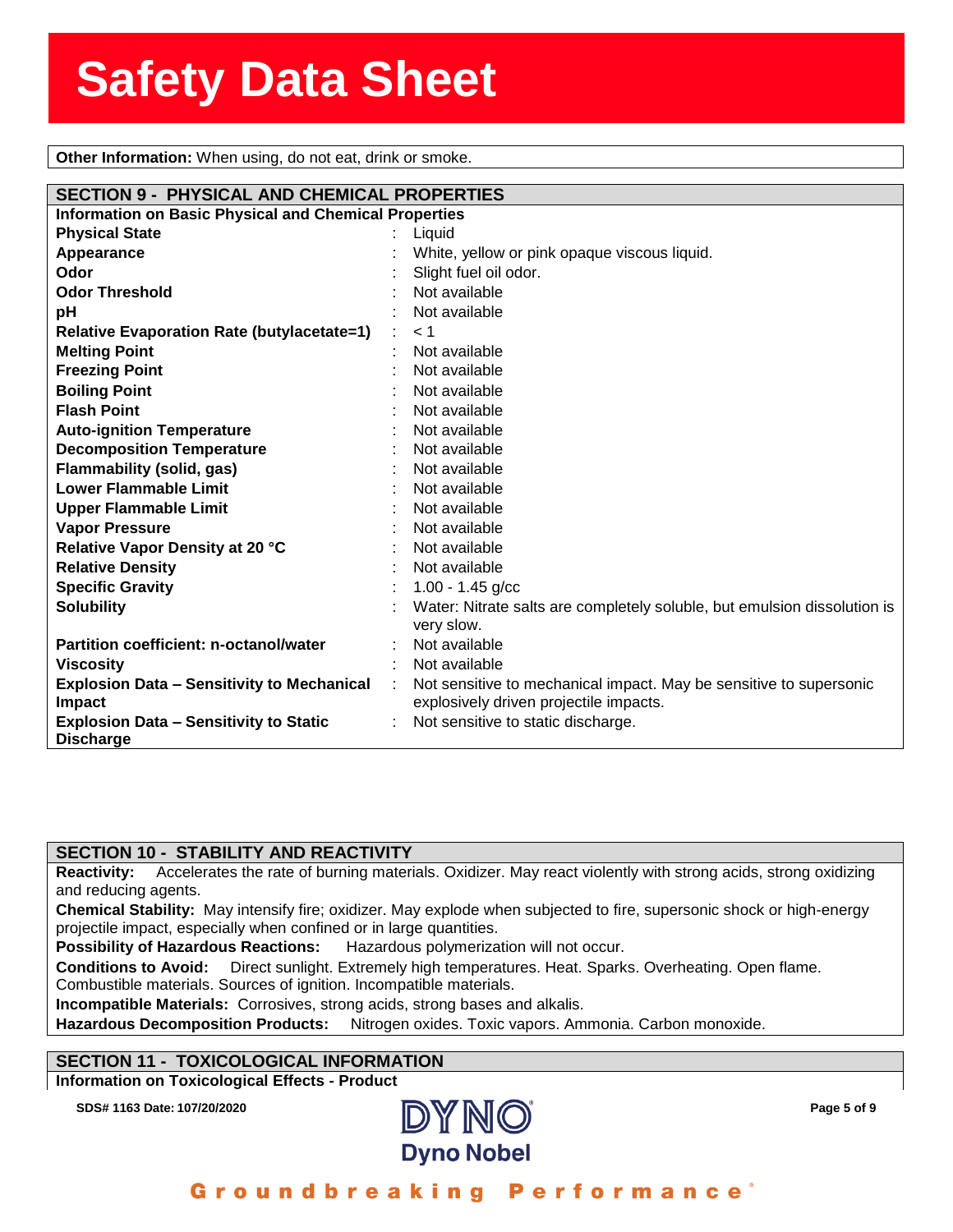**Other Information:** When using, do not eat, drink or smoke.

## SECTION 9 - PHYSICAL AND CHEMICAL PROPERTIES

**Information on Basic Physical and Chemical Properties**

| Property | Value |
|---|---|
| **Physical State** | Liquid |
| **Appearance** | White, yellow or pink opaque viscous liquid. |
| **Odor** | Slight fuel oil odor. |
| **Odor Threshold** | Not available |
| **pH** | Not available |
| **Relative Evaporation Rate (butylacetate=1)** | < 1 |
| **Melting Point** | Not available |
| **Freezing Point** | Not available |
| **Boiling Point** | Not available |
| **Flash Point** | Not available |
| **Auto-ignition Temperature** | Not available |
| **Decomposition Temperature** | Not available |
| **Flammability (solid, gas)** | Not available |
| **Lower Flammable Limit** | Not available |
| **Upper Flammable Limit** | Not available |
| **Vapor Pressure** | Not available |
| **Relative Vapor Density at 20 °C** | Not available |
| **Relative Density** | Not available |
| **Specific Gravity** | 1.00 - 1.45 g/cc |
| **Solubility** | Water: Nitrate salts are completely soluble, but emulsion dissolution is very slow. |
| **Partition coefficient: n-octanol/water** | Not available |
| **Viscosity** | Not available |
| **Explosion Data – Sensitivity to Mechanical Impact** | Not sensitive to mechanical impact. May be sensitive to supersonic explosively driven projectile impacts. |
| **Explosion Data – Sensitivity to Static Discharge** | Not sensitive to static discharge. |

## SECTION 10 - STABILITY AND REACTIVITY

**Reactivity:** Accelerates the rate of burning materials. Oxidizer. May react violently with strong acids, strong oxidizing and reducing agents.

**Chemical Stability:** May intensify fire; oxidizer. May explode when subjected to fire, supersonic shock or high-energy projectile impact, especially when confined or in large quantities.

**Possibility of Hazardous Reactions:** Hazardous polymerization will not occur.

**Conditions to Avoid:** Direct sunlight. Extremely high temperatures. Heat. Sparks. Overheating. Open flame. Combustible materials. Sources of ignition. Incompatible materials.

**Incompatible Materials:** Corrosives, strong acids, strong bases and alkalis.

**Hazardous Decomposition Products:** Nitrogen oxides. Toxic vapors. Ammonia. Carbon monoxide.

## SECTION 11 - TOXICOLOGICAL INFORMATION

**Information on Toxicological Effects - Product**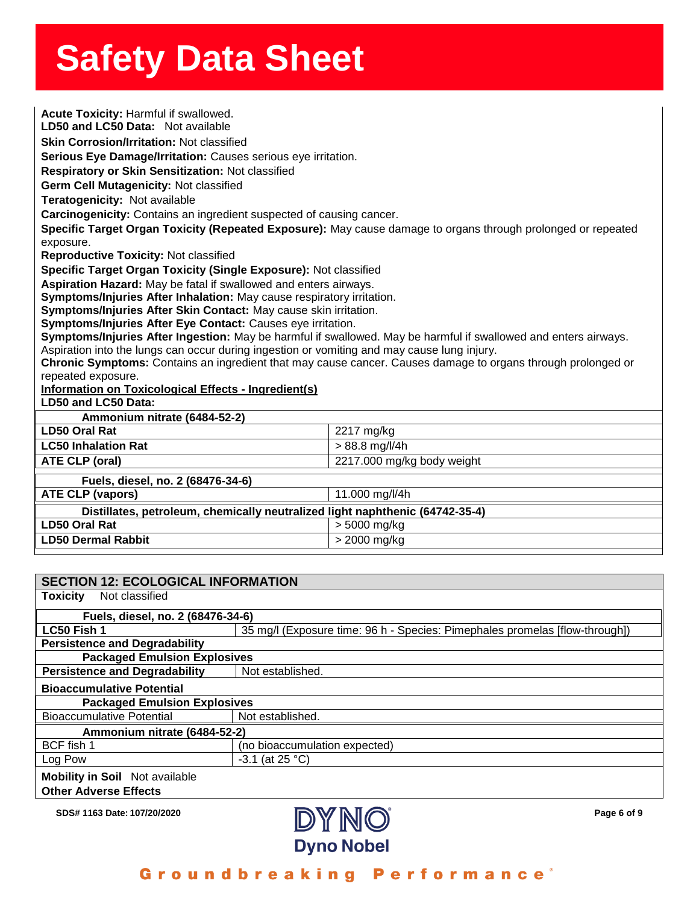**Acute Toxicity:** Harmful if swallowed.

**LD50 and LC50 Data:** Not available

**Skin Corrosion/Irritation:** Not classified

**Serious Eye Damage/Irritation:** Causes serious eye irritation.

**Respiratory or Skin Sensitization:** Not classified

**Germ Cell Mutagenicity:** Not classified

**Teratogenicity:** Not available

**Carcinogenicity:** Contains an ingredient suspected of causing cancer.

**Specific Target Organ Toxicity (Repeated Exposure):** May cause damage to organs through prolonged or repeated exposure.

**Reproductive Toxicity:** Not classified

**Specific Target Organ Toxicity (Single Exposure):** Not classified

**Aspiration Hazard:** May be fatal if swallowed and enters airways.

**Symptoms/Injuries After Inhalation:** May cause respiratory irritation.

**Symptoms/Injuries After Skin Contact:** May cause skin irritation.

**Symptoms/Injuries After Eye Contact:** Causes eye irritation.

**Symptoms/Injuries After Ingestion:** May be harmful if swallowed. May be harmful if swallowed and enters airways. Aspiration into the lungs can occur during ingestion or vomiting and may cause lung injury.

**Chronic Symptoms:** Contains an ingredient that may cause cancer. Causes damage to organs through prolonged or repeated exposure.

**Information on Toxicological Effects - Ingredient(s)**

**LD50 and LC50 Data:**

| **Ammonium nitrate (6484-52-2)** | |
|---|---|
| **LD50 Oral Rat** | 2217 mg/kg |
| **LC50 Inhalation Rat** | > 88.8 mg/l/4h |
| **ATE CLP (oral)** | 2217.000 mg/kg body weight |
| **Fuels, diesel, no. 2 (68476-34-6)** | |
| **ATE CLP (vapors)** | 11.000 mg/l/4h |
| **Distillates, petroleum, chemically neutralized light naphthenic (64742-35-4)** | |
| **LD50 Oral Rat** | > 5000 mg/kg |
| **LD50 Dermal Rabbit** | > 2000 mg/kg |

## SECTION 12: ECOLOGICAL INFORMATION

**Toxicity** Not classified

| **Fuels, diesel, no. 2 (68476-34-6)** | |
|---|---|
| **LC50 Fish 1** | 35 mg/l (Exposure time: 96 h - Species: Pimephales promelas [flow-through]) |

**Persistence and Degradability**

| **Packaged Emulsion Explosives** | |
|---|---|
| **Persistence and Degradability** | Not established. |

**Bioaccumulative Potential**

| **Packaged Emulsion Explosives** | |
|---|---|
| Bioaccumulative Potential | Not established. |
| **Ammonium nitrate (6484-52-2)** | |
| BCF fish 1 | (no bioaccumulation expected) |
| Log Pow | -3.1 (at 25 °C) |

**Mobility in Soil** Not available

**Other Adverse Effects**

SDS# 1163 Date: 107/20/2020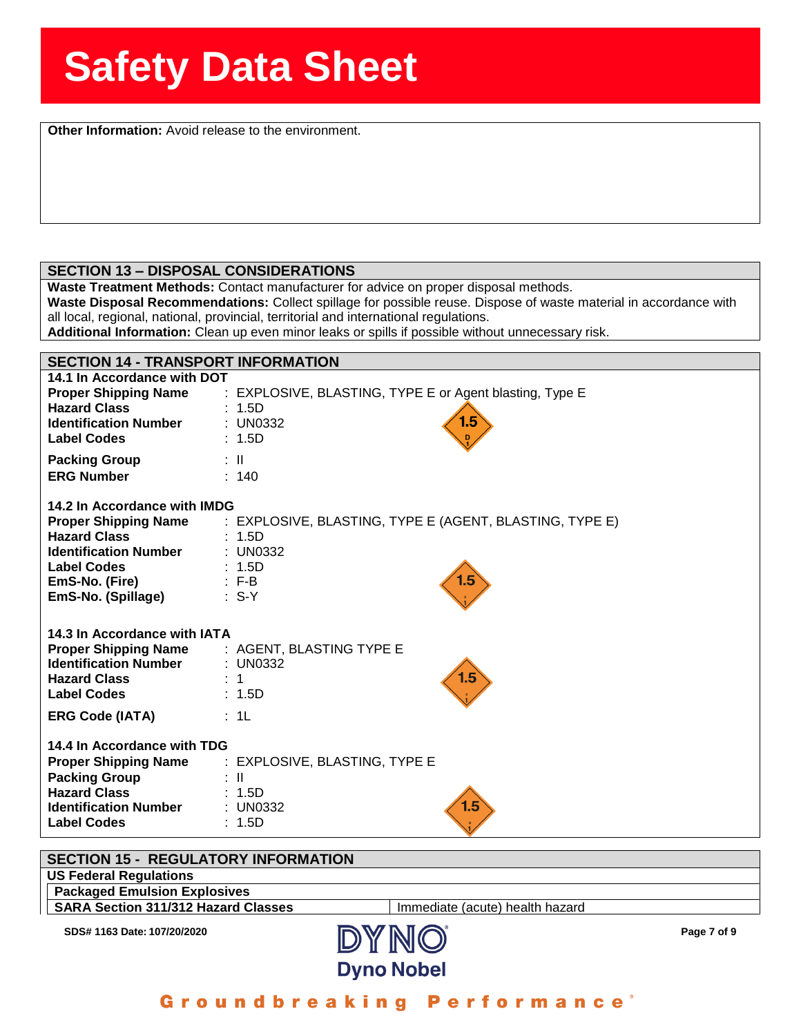**Other Information:** Avoid release to the environment.

## SECTION 13 – DISPOSAL CONSIDERATIONS

**Waste Treatment Methods:** Contact manufacturer for advice on proper disposal methods.
**Waste Disposal Recommendations:** Collect spillage for possible reuse. Dispose of waste material in accordance with all local, regional, national, provincial, territorial and international regulations.
**Additional Information:** Clean up even minor leaks or spills if possible without unnecessary risk.

## SECTION 14 - TRANSPORT INFORMATION

### 14.1 In Accordance with DOT

| | |
|---|---|
| **Proper Shipping Name** | : EXPLOSIVE, BLASTING, TYPE E or Agent blasting, Type E |
| **Hazard Class** | : 1.5D |
| **Identification Number** | : UN0332 |
| **Label Codes** | : 1.5D |
| **Packing Group** | : II |
| **ERG Number** | : 140 |

### 14.2 In Accordance with IMDG

| | |
|---|---|
| **Proper Shipping Name** | : EXPLOSIVE, BLASTING, TYPE E (AGENT, BLASTING, TYPE E) |
| **Hazard Class** | : 1.5D |
| **Identification Number** | : UN0332 |
| **Label Codes** | : 1.5D |
| **EmS-No. (Fire)** | : F-B |
| **EmS-No. (Spillage)** | : S-Y |

### 14.3 In Accordance with IATA

| | |
|---|---|
| **Proper Shipping Name** | : AGENT, BLASTING TYPE E |
| **Identification Number** | : UN0332 |
| **Hazard Class** | : 1 |
| **Label Codes** | : 1.5D |
| **ERG Code (IATA)** | : 1L |

### 14.4 In Accordance with TDG

| | |
|---|---|
| **Proper Shipping Name** | : EXPLOSIVE, BLASTING, TYPE E |
| **Packing Group** | : II |
| **Hazard Class** | : 1.5D |
| **Identification Number** | : UN0332 |
| **Label Codes** | : 1.5D |

## SECTION 15 - REGULATORY INFORMATION

**US Federal Regulations**

**Packaged Emulsion Explosives**

| **SARA Section 311/312 Hazard Classes** | Immediate (acute) health hazard |
|---|---|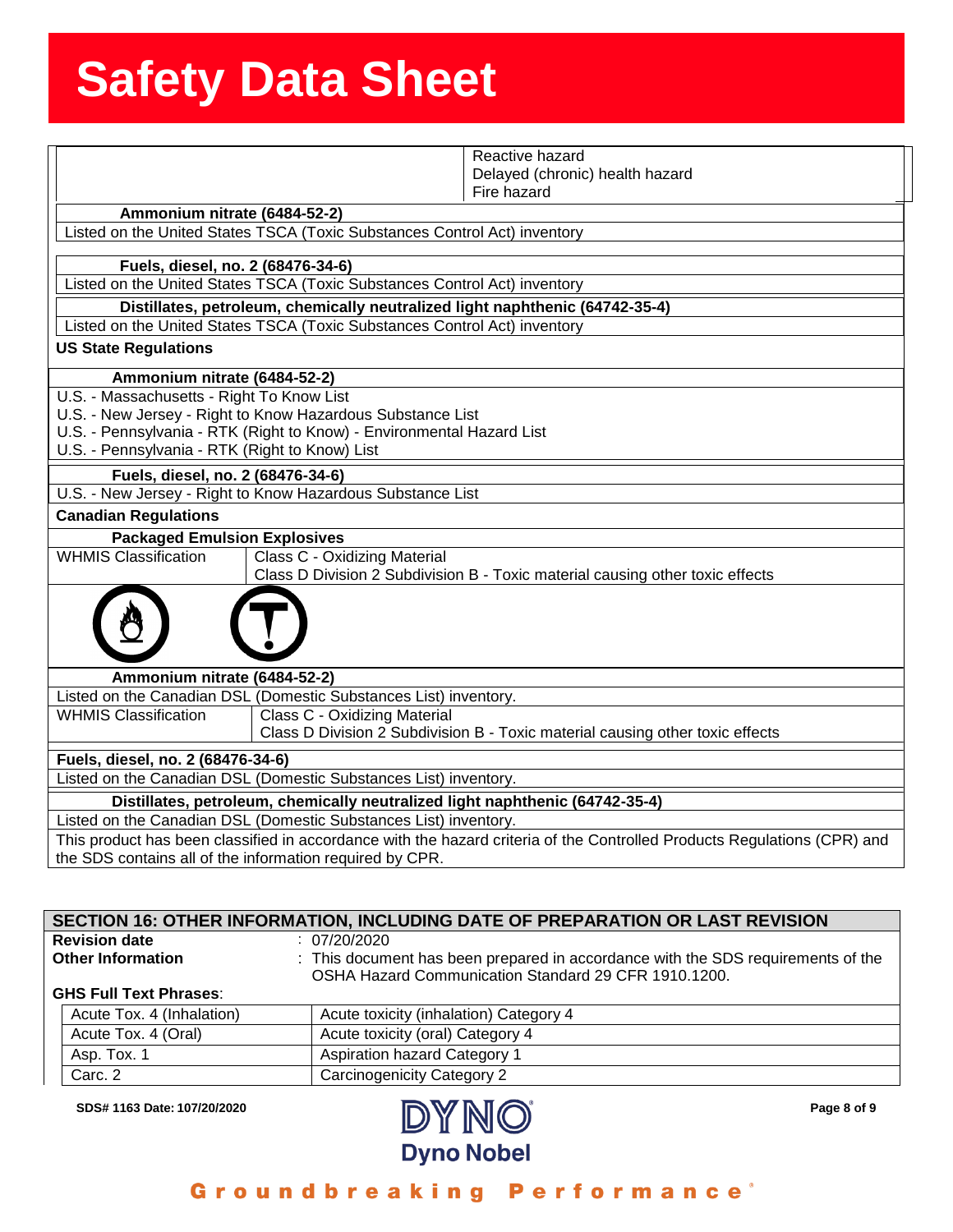| | Reactive hazard<br>Delayed (chronic) health hazard<br>Fire hazard |
|---|---|

**Ammonium nitrate (6484-52-2)**

Listed on the United States TSCA (Toxic Substances Control Act) inventory

**Fuels, diesel, no. 2 (68476-34-6)**

Listed on the United States TSCA (Toxic Substances Control Act) inventory

**Distillates, petroleum, chemically neutralized light naphthenic (64742-35-4)**

Listed on the United States TSCA (Toxic Substances Control Act) inventory

**US State Regulations**

**Ammonium nitrate (6484-52-2)**

U.S. - Massachusetts - Right To Know List
U.S. - New Jersey - Right to Know Hazardous Substance List
U.S. - Pennsylvania - RTK (Right to Know) - Environmental Hazard List
U.S. - Pennsylvania - RTK (Right to Know) List

**Fuels, diesel, no. 2 (68476-34-6)**

U.S. - New Jersey - Right to Know Hazardous Substance List

**Canadian Regulations**

**Packaged Emulsion Explosives**

| WHMIS Classification | Class C - Oxidizing Material<br>Class D Division 2 Subdivision B - Toxic material causing other toxic effects |
|---|---|

**Ammonium nitrate (6484-52-2)**

Listed on the Canadian DSL (Domestic Substances List) inventory.

| WHMIS Classification | Class C - Oxidizing Material<br>Class D Division 2 Subdivision B - Toxic material causing other toxic effects |
|---|---|

**Fuels, diesel, no. 2 (68476-34-6)**

Listed on the Canadian DSL (Domestic Substances List) inventory.

**Distillates, petroleum, chemically neutralized light naphthenic (64742-35-4)**

Listed on the Canadian DSL (Domestic Substances List) inventory.

This product has been classified in accordance with the hazard criteria of the Controlled Products Regulations (CPR) and the SDS contains all of the information required by CPR.

## SECTION 16: OTHER INFORMATION, INCLUDING DATE OF PREPARATION OR LAST REVISION

**Revision date** : 07/20/2020

**Other Information** : This document has been prepared in accordance with the SDS requirements of the OSHA Hazard Communication Standard 29 CFR 1910.1200.

**GHS Full Text Phrases**:

| | |
|---|---|
| Acute Tox. 4 (Inhalation) | Acute toxicity (inhalation) Category 4 |
| Acute Tox. 4 (Oral) | Acute toxicity (oral) Category 4 |
| Asp. Tox. 1 | Aspiration hazard Category 1 |
| Carc. 2 | Carcinogenicity Category 2 |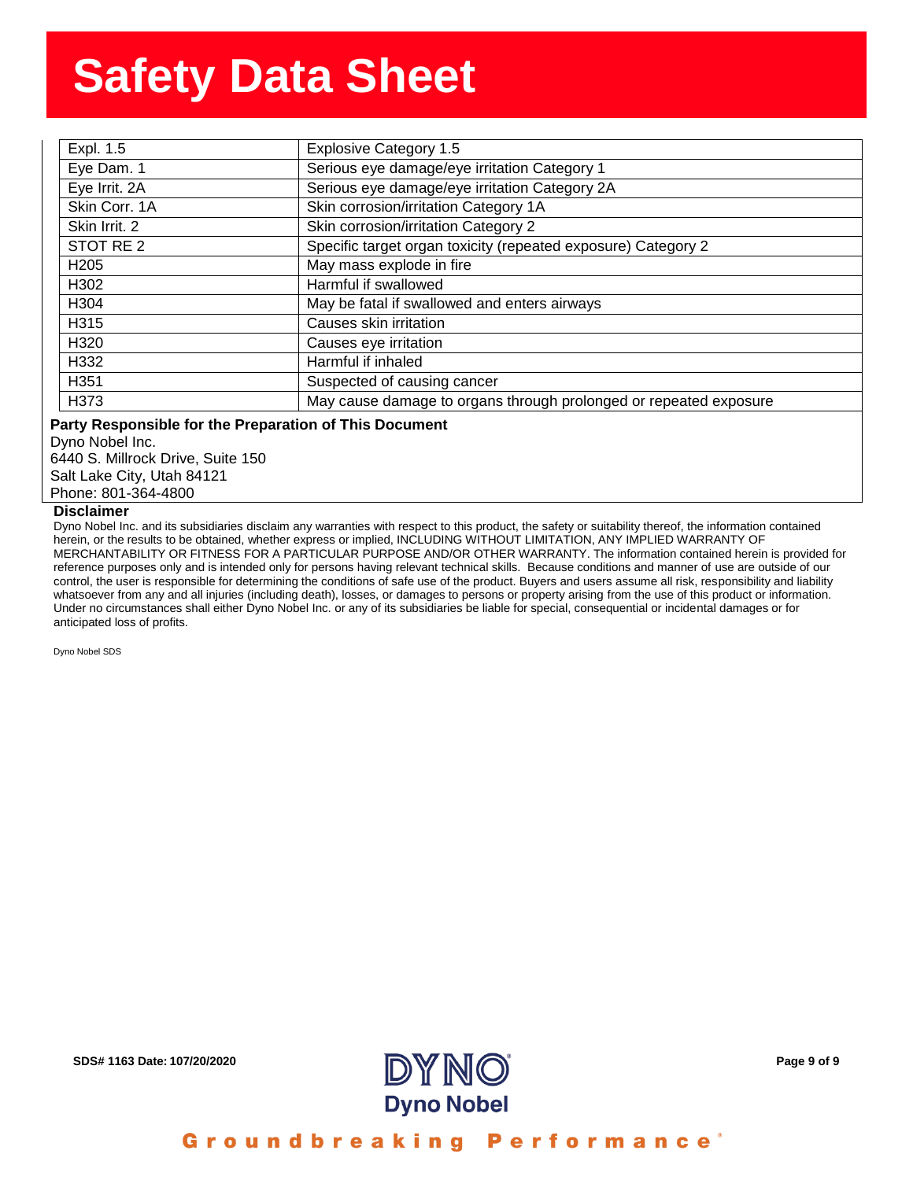| | |
|---|---|
| Expl. 1.5 | Explosive Category 1.5 |
| Eye Dam. 1 | Serious eye damage/eye irritation Category 1 |
| Eye Irrit. 2A | Serious eye damage/eye irritation Category 2A |
| Skin Corr. 1A | Skin corrosion/irritation Category 1A |
| Skin Irrit. 2 | Skin corrosion/irritation Category 2 |
| STOT RE 2 | Specific target organ toxicity (repeated exposure) Category 2 |
| H205 | May mass explode in fire |
| H302 | Harmful if swallowed |
| H304 | May be fatal if swallowed and enters airways |
| H315 | Causes skin irritation |
| H320 | Causes eye irritation |
| H332 | Harmful if inhaled |
| H351 | Suspected of causing cancer |
| H373 | May cause damage to organs through prolonged or repeated exposure |

**Party Responsible for the Preparation of This Document**

Dyno Nobel Inc.
6440 S. Millrock Drive, Suite 150
Salt Lake City, Utah 84121
Phone: 801-364-4800

**Disclaimer**

Dyno Nobel Inc. and its subsidiaries disclaim any warranties with respect to this product, the safety or suitability thereof, the information contained herein, or the results to be obtained, whether express or implied, INCLUDING WITHOUT LIMITATION, ANY IMPLIED WARRANTY OF MERCHANTABILITY OR FITNESS FOR A PARTICULAR PURPOSE AND/OR OTHER WARRANTY. The information contained herein is provided for reference purposes only and is intended only for persons having relevant technical skills. Because conditions and manner of use are outside of our control, the user is responsible for determining the conditions of safe use of the product. Buyers and users assume all risk, responsibility and liability whatsoever from any and all injuries (including death), losses, or damages to persons or property arising from the use of this product or information. Under no circumstances shall either Dyno Nobel Inc. or any of its subsidiaries be liable for special, consequential or incidental damages or for anticipated loss of profits.

Dyno Nobel SDS